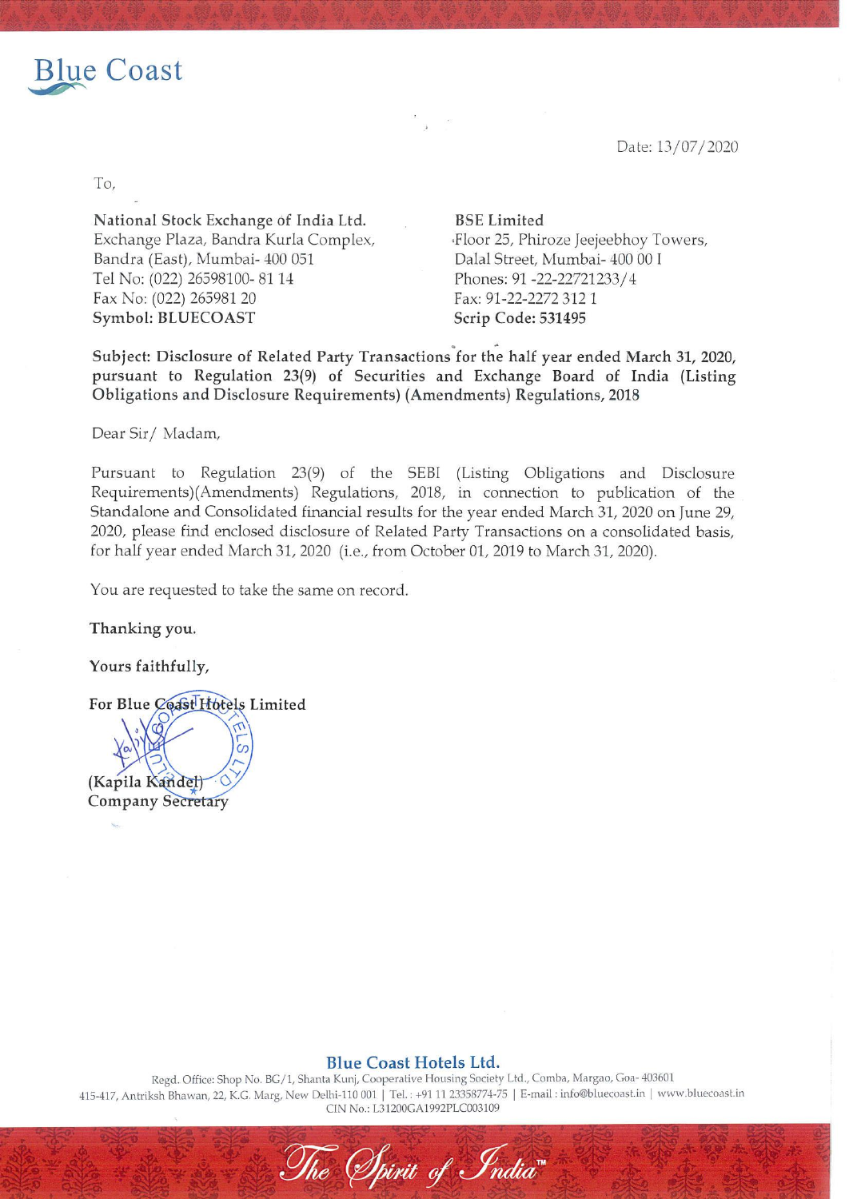Blue Coast

Date: 13/07/2020

To,

**National Stock Exchange of India Ltd.**
Exchange Plaza, Bandra Kurla Complex,
Bandra (East), Mumbai- 400 051
Tel No: (022) 26598100- 81 14
Fax No: (022) 265981 20
**Symbol: BLUECOAST**

**BSE Limited**
Floor 25, Phiroze Jeejeebhoy Towers,
Dalal Street, Mumbai- 400 00 I
Phones: 91 -22-22721233/4
Fax: 91-22-2272 312 1
**Scrip Code: 531495**

**Subject: Disclosure of Related Party Transactions for the half year ended March 31, 2020, pursuant to Regulation 23(9) of Securities and Exchange Board of India (Listing Obligations and Disclosure Requirements) (Amendments) Regulations, 2018**

Dear Sir/ Madam,

Pursuant to Regulation 23(9) of the SEBI (Listing Obligations and Disclosure Requirements)(Amendments) Regulations, 2018, in connection to publication of the Standalone and Consolidated financial results for the year ended March 31, 2020 on June 29, 2020, please find enclosed disclosure of Related Party Transactions on a consolidated basis, for half year ended March 31, 2020 (i.e., from October 01, 2019 to March 31, 2020).

You are requested to take the same on record.

**Thanking you.**

**Yours faithfully,**

**For Blue Coast Hotels Limited**

**(Kapila Kandel)**
**Company Secretary**

**Blue Coast Hotels Ltd.**
Regd. Office: Shop No. BG/1, Shanta Kunj, Cooperative Housing Society Ltd., Comba, Margao, Goa- 403601
415-417, Antriksh Bhawan, 22, K.G. Marg, New Delhi-110 001 | Tel. : +91 11 23358774-75 | E-mail : info@bluecoast.in | www.bluecoast.in
CIN No.: L31200GA1992PLC003109

*The Spirit of India*™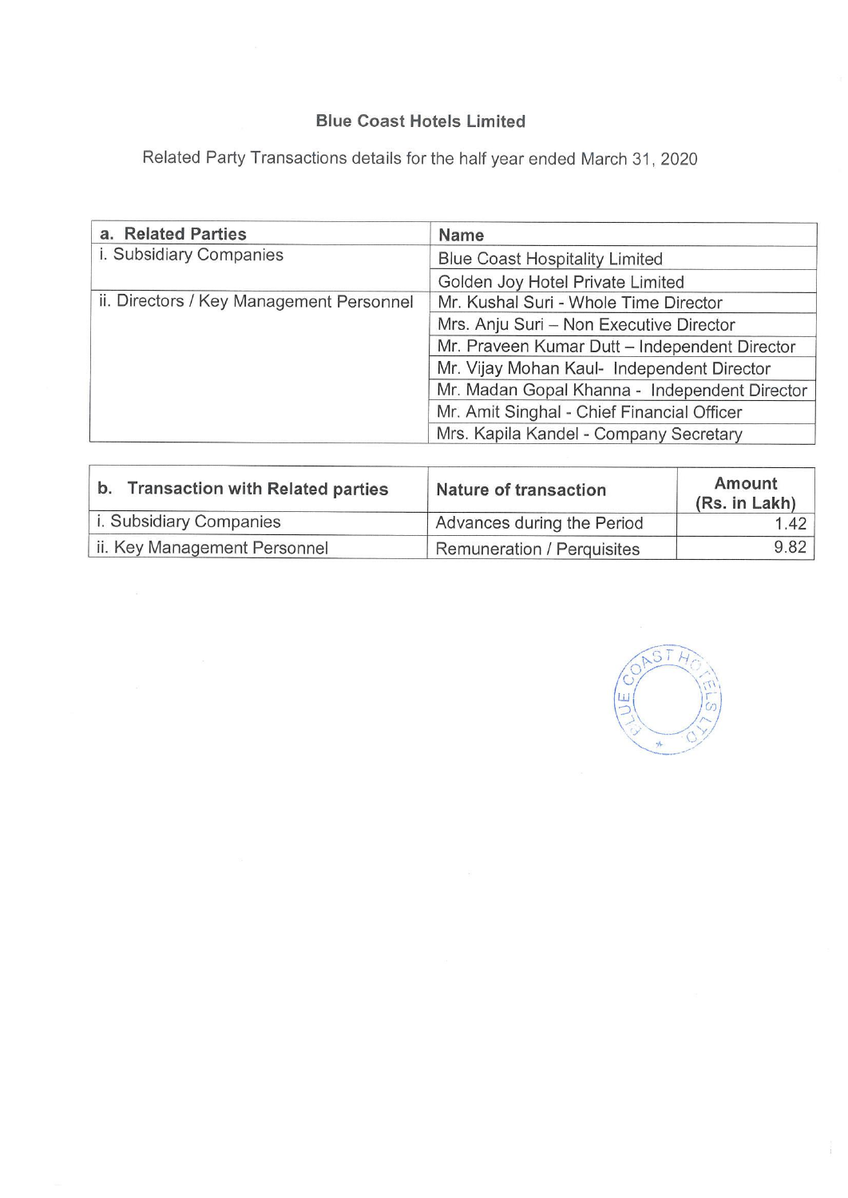## Blue Coast Hotels Limited

Related Party Transactions details for the half year ended March 31, 2020

| a. Related Parties | Name |
|---|---|
| i. Subsidiary Companies | Blue Coast Hospitality Limited |
| | Golden Joy Hotel Private Limited |
| ii. Directors / Key Management Personnel | Mr. Kushal Suri - Whole Time Director |
| | Mrs. Anju Suri – Non Executive Director |
| | Mr. Praveen Kumar Dutt – Independent Director |
| | Mr. Vijay Mohan Kaul- Independent Director |
| | Mr. Madan Gopal Khanna - Independent Director |
| | Mr. Amit Singhal - Chief Financial Officer |
| | Mrs. Kapila Kandel - Company Secretary |

| b. Transaction with Related parties | Nature of transaction | Amount (Rs. in Lakh) |
|---|---|---|
| i. Subsidiary Companies | Advances during the Period | 1.42 |
| ii. Key Management Personnel | Remuneration / Perquisites | 9.82 |